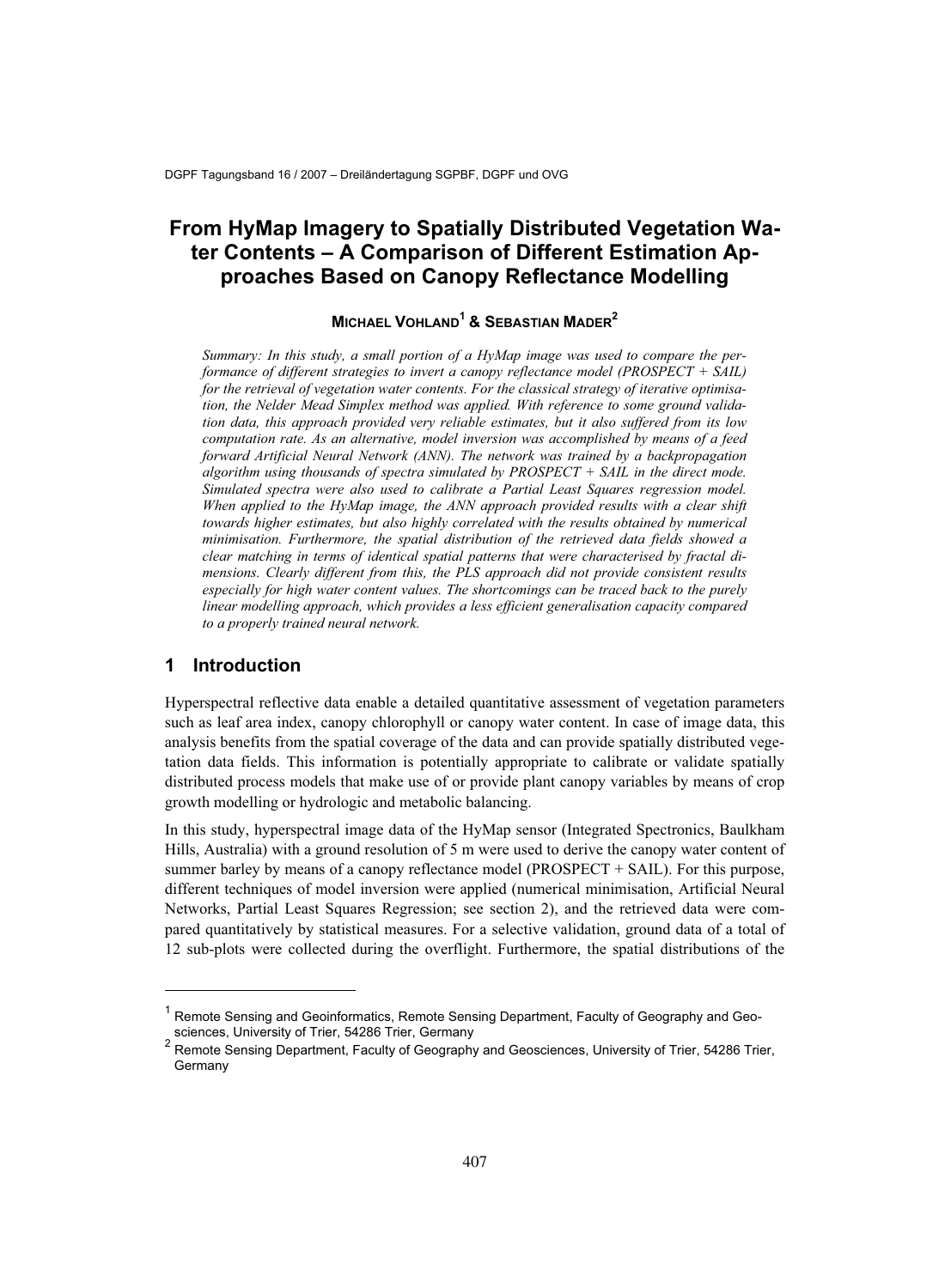# From HyMap Imagery to Spatially Distributed Vegetation Water Contents – A Comparison of Different Estimation Approaches Based on Canopy Reflectance Modelling

**MICHAEL VOHLAND[1] & SEBASTIAN MADER[2]**

*Summary: In this study, a small portion of a HyMap image was used to compare the performance of different strategies to invert a canopy reflectance model (PROSPECT + SAIL) for the retrieval of vegetation water contents. For the classical strategy of iterative optimisation, the Nelder Mead Simplex method was applied. With reference to some ground validation data, this approach provided very reliable estimates, but it also suffered from its low computation rate. As an alternative, model inversion was accomplished by means of a feed forward Artificial Neural Network (ANN). The network was trained by a backpropagation algorithm using thousands of spectra simulated by PROSPECT + SAIL in the direct mode. Simulated spectra were also used to calibrate a Partial Least Squares regression model. When applied to the HyMap image, the ANN approach provided results with a clear shift towards higher estimates, but also highly correlated with the results obtained by numerical minimisation. Furthermore, the spatial distribution of the retrieved data fields showed a clear matching in terms of identical spatial patterns that were characterised by fractal dimensions. Clearly different from this, the PLS approach did not provide consistent results especially for high water content values. The shortcomings can be traced back to the purely linear modelling approach, which provides a less efficient generalisation capacity compared to a properly trained neural network.*

## 1 Introduction

Hyperspectral reflective data enable a detailed quantitative assessment of vegetation parameters such as leaf area index, canopy chlorophyll or canopy water content. In case of image data, this analysis benefits from the spatial coverage of the data and can provide spatially distributed vegetation data fields. This information is potentially appropriate to calibrate or validate spatially distributed process models that make use of or provide plant canopy variables by means of crop growth modelling or hydrologic and metabolic balancing.

In this study, hyperspectral image data of the HyMap sensor (Integrated Spectronics, Baulkham Hills, Australia) with a ground resolution of 5 m were used to derive the canopy water content of summer barley by means of a canopy reflectance model (PROSPECT + SAIL). For this purpose, different techniques of model inversion were applied (numerical minimisation, Artificial Neural Networks, Partial Least Squares Regression; see section 2), and the retrieved data were compared quantitatively by statistical measures. For a selective validation, ground data of a total of 12 sub-plots were collected during the overflight. Furthermore, the spatial distributions of the

---

[1] Remote Sensing and Geoinformatics, Remote Sensing Department, Faculty of Geography and Geosciences, University of Trier, 54286 Trier, Germany

[2] Remote Sensing Department, Faculty of Geography and Geosciences, University of Trier, 54286 Trier, Germany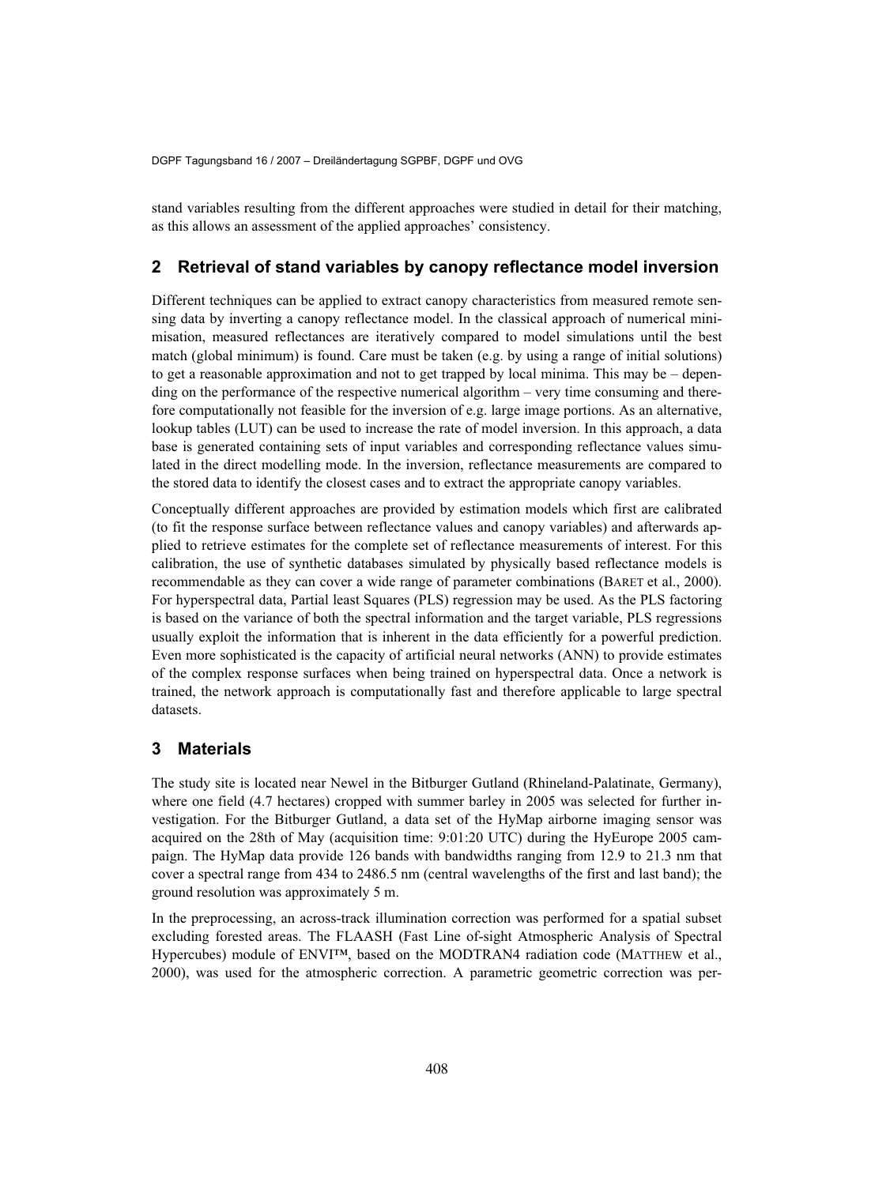stand variables resulting from the different approaches were studied in detail for their matching, as this allows an assessment of the applied approaches' consistency.

## 2 Retrieval of stand variables by canopy reflectance model inversion

Different techniques can be applied to extract canopy characteristics from measured remote sensing data by inverting a canopy reflectance model. In the classical approach of numerical minimisation, measured reflectances are iteratively compared to model simulations until the best match (global minimum) is found. Care must be taken (e.g. by using a range of initial solutions) to get a reasonable approximation and not to get trapped by local minima. This may be – depending on the performance of the respective numerical algorithm – very time consuming and therefore computationally not feasible for the inversion of e.g. large image portions. As an alternative, lookup tables (LUT) can be used to increase the rate of model inversion. In this approach, a data base is generated containing sets of input variables and corresponding reflectance values simulated in the direct modelling mode. In the inversion, reflectance measurements are compared to the stored data to identify the closest cases and to extract the appropriate canopy variables.

Conceptually different approaches are provided by estimation models which first are calibrated (to fit the response surface between reflectance values and canopy variables) and afterwards applied to retrieve estimates for the complete set of reflectance measurements of interest. For this calibration, the use of synthetic databases simulated by physically based reflectance models is recommendable as they can cover a wide range of parameter combinations (BARET et al., 2000). For hyperspectral data, Partial least Squares (PLS) regression may be used. As the PLS factoring is based on the variance of both the spectral information and the target variable, PLS regressions usually exploit the information that is inherent in the data efficiently for a powerful prediction. Even more sophisticated is the capacity of artificial neural networks (ANN) to provide estimates of the complex response surfaces when being trained on hyperspectral data. Once a network is trained, the network approach is computationally fast and therefore applicable to large spectral datasets.

## 3 Materials

The study site is located near Newel in the Bitburger Gutland (Rhineland-Palatinate, Germany), where one field (4.7 hectares) cropped with summer barley in 2005 was selected for further investigation. For the Bitburger Gutland, a data set of the HyMap airborne imaging sensor was acquired on the 28th of May (acquisition time: 9:01:20 UTC) during the HyEurope 2005 campaign. The HyMap data provide 126 bands with bandwidths ranging from 12.9 to 21.3 nm that cover a spectral range from 434 to 2486.5 nm (central wavelengths of the first and last band); the ground resolution was approximately 5 m.

In the preprocessing, an across-track illumination correction was performed for a spatial subset excluding forested areas. The FLAASH (Fast Line of-sight Atmospheric Analysis of Spectral Hypercubes) module of ENVI™, based on the MODTRAN4 radiation code (MATTHEW et al., 2000), was used for the atmospheric correction. A parametric geometric correction was per-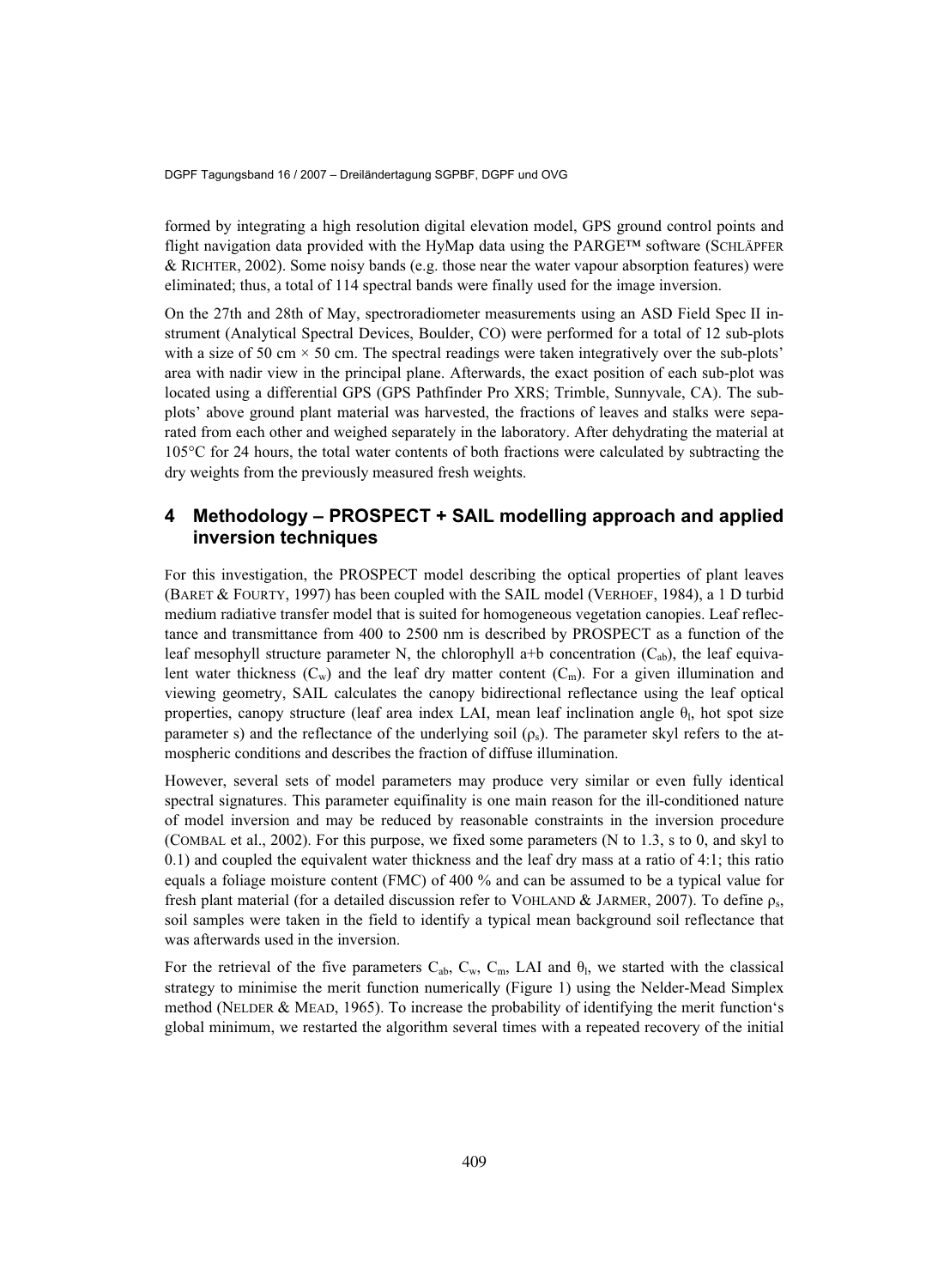formed by integrating a high resolution digital elevation model, GPS ground control points and flight navigation data provided with the HyMap data using the PARGE™ software (SCHLÄPFER & RICHTER, 2002). Some noisy bands (e.g. those near the water vapour absorption features) were eliminated; thus, a total of 114 spectral bands were finally used for the image inversion.

On the 27th and 28th of May, spectroradiometer measurements using an ASD Field Spec II instrument (Analytical Spectral Devices, Boulder, CO) were performed for a total of 12 sub-plots with a size of 50 cm × 50 cm. The spectral readings were taken integratively over the sub-plots' area with nadir view in the principal plane. Afterwards, the exact position of each sub-plot was located using a differential GPS (GPS Pathfinder Pro XRS; Trimble, Sunnyvale, CA). The sub-plots' above ground plant material was harvested, the fractions of leaves and stalks were separated from each other and weighed separately in the laboratory. After dehydrating the material at 105°C for 24 hours, the total water contents of both fractions were calculated by subtracting the dry weights from the previously measured fresh weights.

## 4 Methodology – PROSPECT + SAIL modelling approach and applied inversion techniques

For this investigation, the PROSPECT model describing the optical properties of plant leaves (BARET & FOURTY, 1997) has been coupled with the SAIL model (VERHOEF, 1984), a 1 D turbid medium radiative transfer model that is suited for homogeneous vegetation canopies. Leaf reflectance and transmittance from 400 to 2500 nm is described by PROSPECT as a function of the leaf mesophyll structure parameter N, the chlorophyll a+b concentration ($C_{ab}$), the leaf equivalent water thickness ($C_w$) and the leaf dry matter content ($C_m$). For a given illumination and viewing geometry, SAIL calculates the canopy bidirectional reflectance using the leaf optical properties, canopy structure (leaf area index LAI, mean leaf inclination angle $\theta_l$, hot spot size parameter s) and the reflectance of the underlying soil ($\rho_s$). The parameter skyl refers to the atmospheric conditions and describes the fraction of diffuse illumination.

However, several sets of model parameters may produce very similar or even fully identical spectral signatures. This parameter equifinality is one main reason for the ill-conditioned nature of model inversion and may be reduced by reasonable constraints in the inversion procedure (COMBAL et al., 2002). For this purpose, we fixed some parameters (N to 1.3, s to 0, and skyl to 0.1) and coupled the equivalent water thickness and the leaf dry mass at a ratio of 4:1; this ratio equals a foliage moisture content (FMC) of 400 % and can be assumed to be a typical value for fresh plant material (for a detailed discussion refer to VOHLAND & JARMER, 2007). To define $\rho_s$, soil samples were taken in the field to identify a typical mean background soil reflectance that was afterwards used in the inversion.

For the retrieval of the five parameters $C_{ab}$, $C_w$, $C_m$, LAI and $\theta_l$, we started with the classical strategy to minimise the merit function numerically (Figure 1) using the Nelder-Mead Simplex method (NELDER & MEAD, 1965). To increase the probability of identifying the merit function's global minimum, we restarted the algorithm several times with a repeated recovery of the initial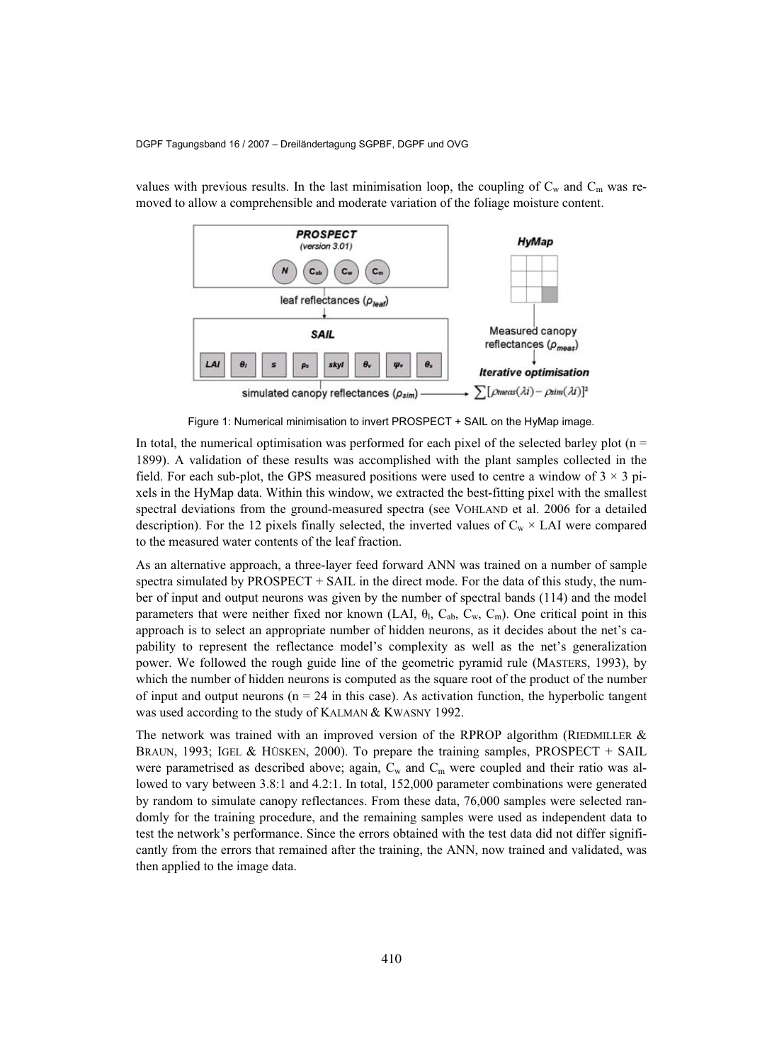values with previous results. In the last minimisation loop, the coupling of $C_w$ and $C_m$ was removed to allow a comprehensible and moderate variation of the foliage moisture content.

Figure 1: Numerical minimisation to invert PROSPECT + SAIL on the HyMap image.

In total, the numerical optimisation was performed for each pixel of the selected barley plot (n = 1899). A validation of these results was accomplished with the plant samples collected in the field. For each sub-plot, the GPS measured positions were used to centre a window of 3 × 3 pixels in the HyMap data. Within this window, we extracted the best-fitting pixel with the smallest spectral deviations from the ground-measured spectra (see VOHLAND et al. 2006 for a detailed description). For the 12 pixels finally selected, the inverted values of $C_w \times LAI$ were compared to the measured water contents of the leaf fraction.

As an alternative approach, a three-layer feed forward ANN was trained on a number of sample spectra simulated by PROSPECT + SAIL in the direct mode. For the data of this study, the number of input and output neurons was given by the number of spectral bands (114) and the model parameters that were neither fixed nor known (LAI, $\theta_l$, $C_{ab}$, $C_w$, $C_m$). One critical point in this approach is to select an appropriate number of hidden neurons, as it decides about the net's capability to represent the reflectance model's complexity as well as the net's generalization power. We followed the rough guide line of the geometric pyramid rule (MASTERS, 1993), by which the number of hidden neurons is computed as the square root of the product of the number of input and output neurons (n = 24 in this case). As activation function, the hyperbolic tangent was used according to the study of KALMAN & KWASNY 1992.

The network was trained with an improved version of the RPROP algorithm (RIEDMILLER & BRAUN, 1993; IGEL & HÜSKEN, 2000). To prepare the training samples, PROSPECT + SAIL were parametrised as described above; again, $C_w$ and $C_m$ were coupled and their ratio was allowed to vary between 3.8:1 and 4.2:1. In total, 152,000 parameter combinations were generated by random to simulate canopy reflectances. From these data, 76,000 samples were selected randomly for the training procedure, and the remaining samples were used as independent data to test the network's performance. Since the errors obtained with the test data did not differ significantly from the errors that remained after the training, the ANN, now trained and validated, was then applied to the image data.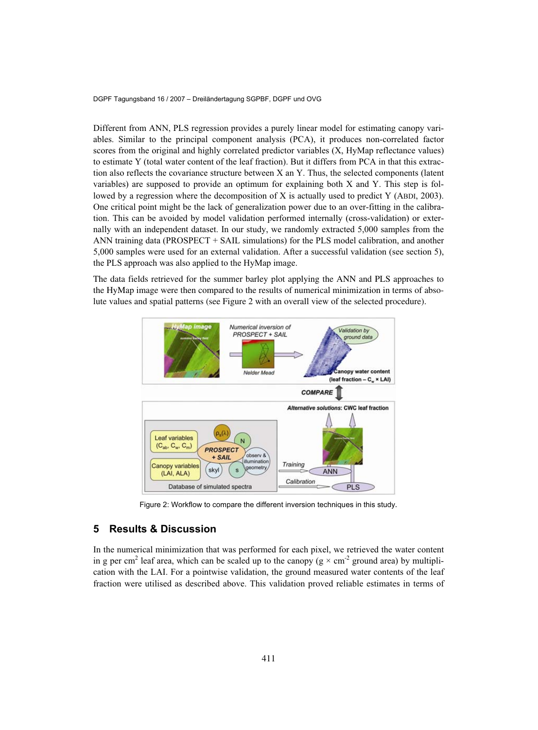Different from ANN, PLS regression provides a purely linear model for estimating canopy variables. Similar to the principal component analysis (PCA), it produces non-correlated factor scores from the original and highly correlated predictor variables (X, HyMap reflectance values) to estimate Y (total water content of the leaf fraction). But it differs from PCA in that this extraction also reflects the covariance structure between X an Y. Thus, the selected components (latent variables) are supposed to provide an optimum for explaining both X and Y. This step is followed by a regression where the decomposition of X is actually used to predict Y (ABDI, 2003). One critical point might be the lack of generalization power due to an over-fitting in the calibration. This can be avoided by model validation performed internally (cross-validation) or externally with an independent dataset. In our study, we randomly extracted 5,000 samples from the ANN training data (PROSPECT + SAIL simulations) for the PLS model calibration, and another 5,000 samples were used for an external validation. After a successful validation (see section 5), the PLS approach was also applied to the HyMap image.

The data fields retrieved for the summer barley plot applying the ANN and PLS approaches to the HyMap image were then compared to the results of numerical minimization in terms of absolute values and spatial patterns (see Figure 2 with an overall view of the selected procedure).

Figure 2: Workflow to compare the different inversion techniques in this study.

## 5 Results & Discussion

In the numerical minimization that was performed for each pixel, we retrieved the water content in g per $cm^2$ leaf area, which can be scaled up to the canopy ($g \times cm^{-2}$ ground area) by multiplication with the LAI. For a pointwise validation, the ground measured water contents of the leaf fraction were utilised as described above. This validation proved reliable estimates in terms of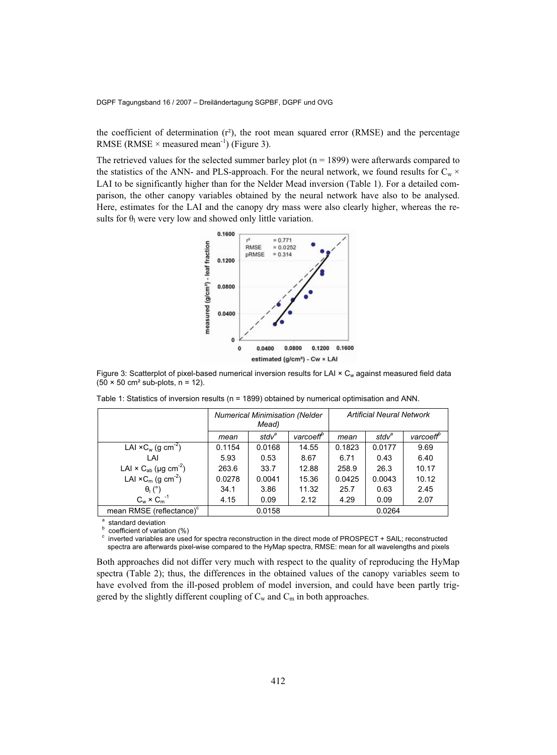the coefficient of determination ($r^2$), the root mean squared error (RMSE) and the percentage RMSE (RMSE × measured $\text{mean}^{-1}$) (Figure 3).

The retrieved values for the selected summer barley plot (n = 1899) were afterwards compared to the statistics of the ANN- and PLS-approach. For the neural network, we found results for $C_w$ × LAI to be significantly higher than for the Nelder Mead inversion (Table 1). For a detailed comparison, the other canopy variables obtained by the neural network have also to be analysed. Here, estimates for the LAI and the canopy dry mass were also clearly higher, whereas the results for $\theta_l$ were very low and showed only little variation.

Figure 3: Scatterplot of pixel-based numerical inversion results for LAI × $C_w$ against measured field data (50 × 50 cm² sub-plots, n = 12).

Table 1: Statistics of inversion results (n = 1899) obtained by numerical optimisation and ANN.

| | *Numerical Minimisation (Nelder Mead)* | | | *Artificial Neural Network* | | |
|---|---|---|---|---|---|---|
| | *mean* | *stdv*[a] | *varcoeff*[b] | *mean* | *stdv*[a] | *varcoeff*[b] |
| LAI × $C_w$ (g $cm^{-2}$) | 0.1154 | 0.0168 | 14.55 | 0.1823 | 0.0177 | 9.69 |
| LAI | 5.93 | 0.53 | 8.67 | 6.71 | 0.43 | 6.40 |
| LAI × $C_{ab}$ (µg $cm^{-2}$) | 263.6 | 33.7 | 12.88 | 258.9 | 26.3 | 10.17 |
| LAI × $C_m$ (g $cm^{-2}$) | 0.0278 | 0.0041 | 15.36 | 0.0425 | 0.0043 | 10.12 |
| $\theta_l$ (°) | 34.1 | 3.86 | 11.32 | 25.7 | 0.63 | 2.45 |
| $C_w \times C_m^{-1}$ | 4.15 | 0.09 | 2.12 | 4.29 | 0.09 | 2.07 |
| mean RMSE (reflectance)[c] | 0.0158 | | | 0.0264 | | |

[a] standard deviation
[b] coefficient of variation (%)
[c] inverted variables are used for spectra reconstruction in the direct mode of PROSPECT + SAIL; reconstructed spectra are afterwards pixel-wise compared to the HyMap spectra, RMSE: mean for all wavelengths and pixels

Both approaches did not differ very much with respect to the quality of reproducing the HyMap spectra (Table 2); thus, the differences in the obtained values of the canopy variables seem to have evolved from the ill-posed problem of model inversion, and could have been partly triggered by the slightly different coupling of $C_w$ and $C_m$ in both approaches.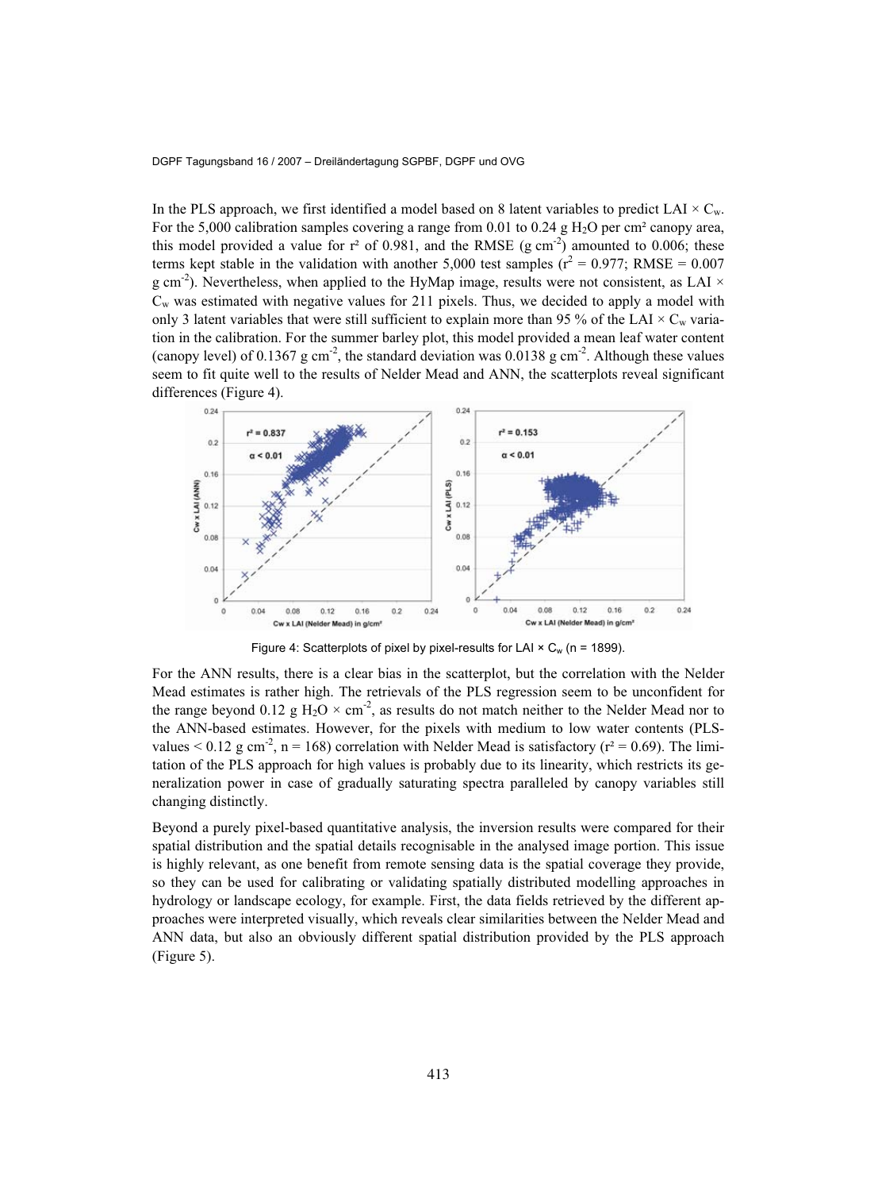In the PLS approach, we first identified a model based on 8 latent variables to predict LAI × $C_w$. For the 5,000 calibration samples covering a range from 0.01 to 0.24 g $H_2O$ per cm² canopy area, this model provided a value for r² of 0.981, and the RMSE (g cm$^{-2}$) amounted to 0.006; these terms kept stable in the validation with another 5,000 test samples ($r^2$ = 0.977; RMSE = 0.007 g cm$^{-2}$). Nevertheless, when applied to the HyMap image, results were not consistent, as LAI × $C_w$ was estimated with negative values for 211 pixels. Thus, we decided to apply a model with only 3 latent variables that were still sufficient to explain more than 95 % of the LAI × $C_w$ variation in the calibration. For the summer barley plot, this model provided a mean leaf water content (canopy level) of 0.1367 g cm$^{-2}$, the standard deviation was 0.0138 g cm$^{-2}$. Although these values seem to fit quite well to the results of Nelder Mead and ANN, the scatterplots reveal significant differences (Figure 4).

Figure 4: Scatterplots of pixel by pixel-results for LAI × $C_w$ (n = 1899).

For the ANN results, there is a clear bias in the scatterplot, but the correlation with the Nelder Mead estimates is rather high. The retrievals of the PLS regression seem to be unconfident for the range beyond 0.12 g $H_2O$ × cm$^{-2}$, as results do not match neither to the Nelder Mead nor to the ANN-based estimates. However, for the pixels with medium to low water contents (PLS-values < 0.12 g cm$^{-2}$, n = 168) correlation with Nelder Mead is satisfactory (r² = 0.69). The limitation of the PLS approach for high values is probably due to its linearity, which restricts its generalization power in case of gradually saturating spectra paralleled by canopy variables still changing distinctly.

Beyond a purely pixel-based quantitative analysis, the inversion results were compared for their spatial distribution and the spatial details recognisable in the analysed image portion. This issue is highly relevant, as one benefit from remote sensing data is the spatial coverage they provide, so they can be used for calibrating or validating spatially distributed modelling approaches in hydrology or landscape ecology, for example. First, the data fields retrieved by the different approaches were interpreted visually, which reveals clear similarities between the Nelder Mead and ANN data, but also an obviously different spatial distribution provided by the PLS approach (Figure 5).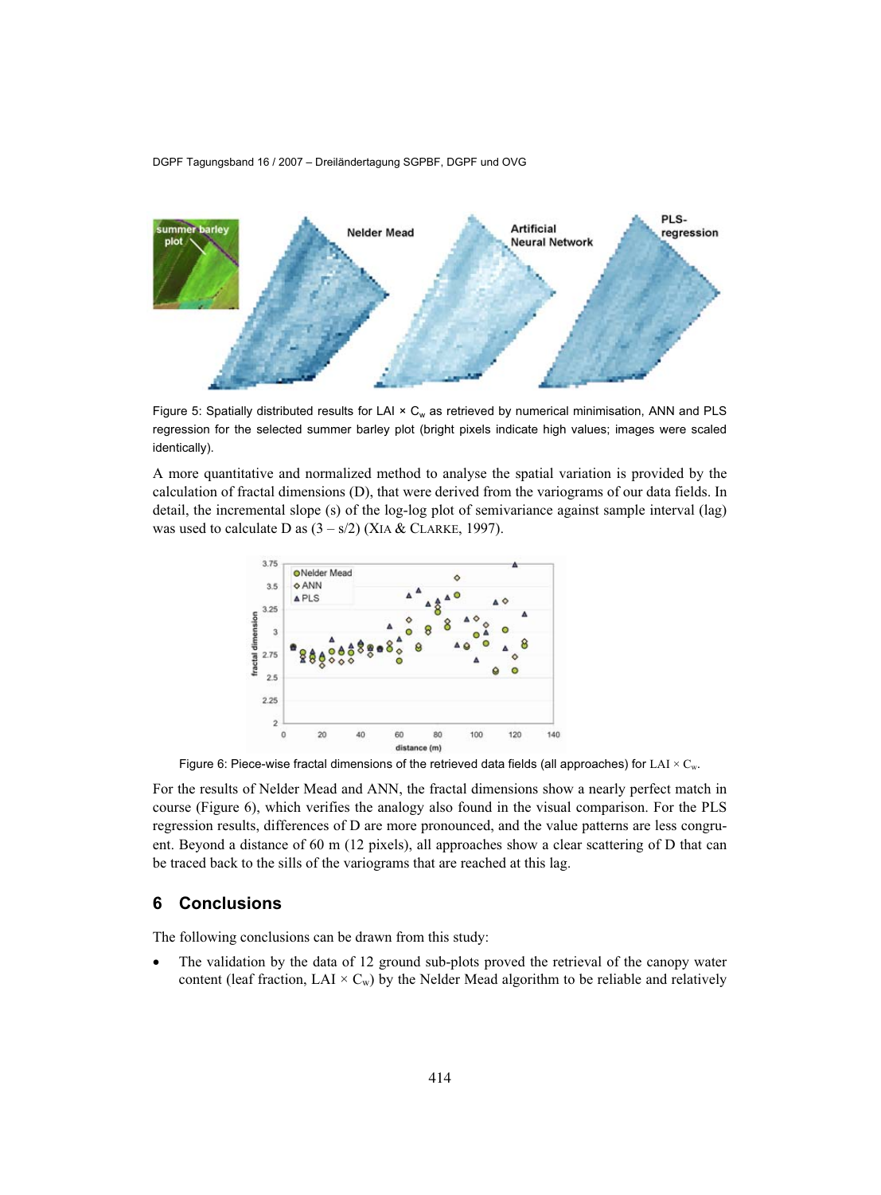Figure 5: Spatially distributed results for LAI × $C_w$ as retrieved by numerical minimisation, ANN and PLS regression for the selected summer barley plot (bright pixels indicate high values; images were scaled identically).

A more quantitative and normalized method to analyse the spatial variation is provided by the calculation of fractal dimensions (D), that were derived from the variograms of our data fields. In detail, the incremental slope (s) of the log-log plot of semivariance against sample interval (lag) was used to calculate D as (3 – s/2) (XIA & CLARKE, 1997).

Figure 6: Piece-wise fractal dimensions of the retrieved data fields (all approaches) for LAI × $C_w$.

For the results of Nelder Mead and ANN, the fractal dimensions show a nearly perfect match in course (Figure 6), which verifies the analogy also found in the visual comparison. For the PLS regression results, differences of D are more pronounced, and the value patterns are less congruent. Beyond a distance of 60 m (12 pixels), all approaches show a clear scattering of D that can be traced back to the sills of the variograms that are reached at this lag.

## 6 Conclusions

The following conclusions can be drawn from this study:

- The validation by the data of 12 ground sub-plots proved the retrieval of the canopy water content (leaf fraction, LAI × $C_w$) by the Nelder Mead algorithm to be reliable and relatively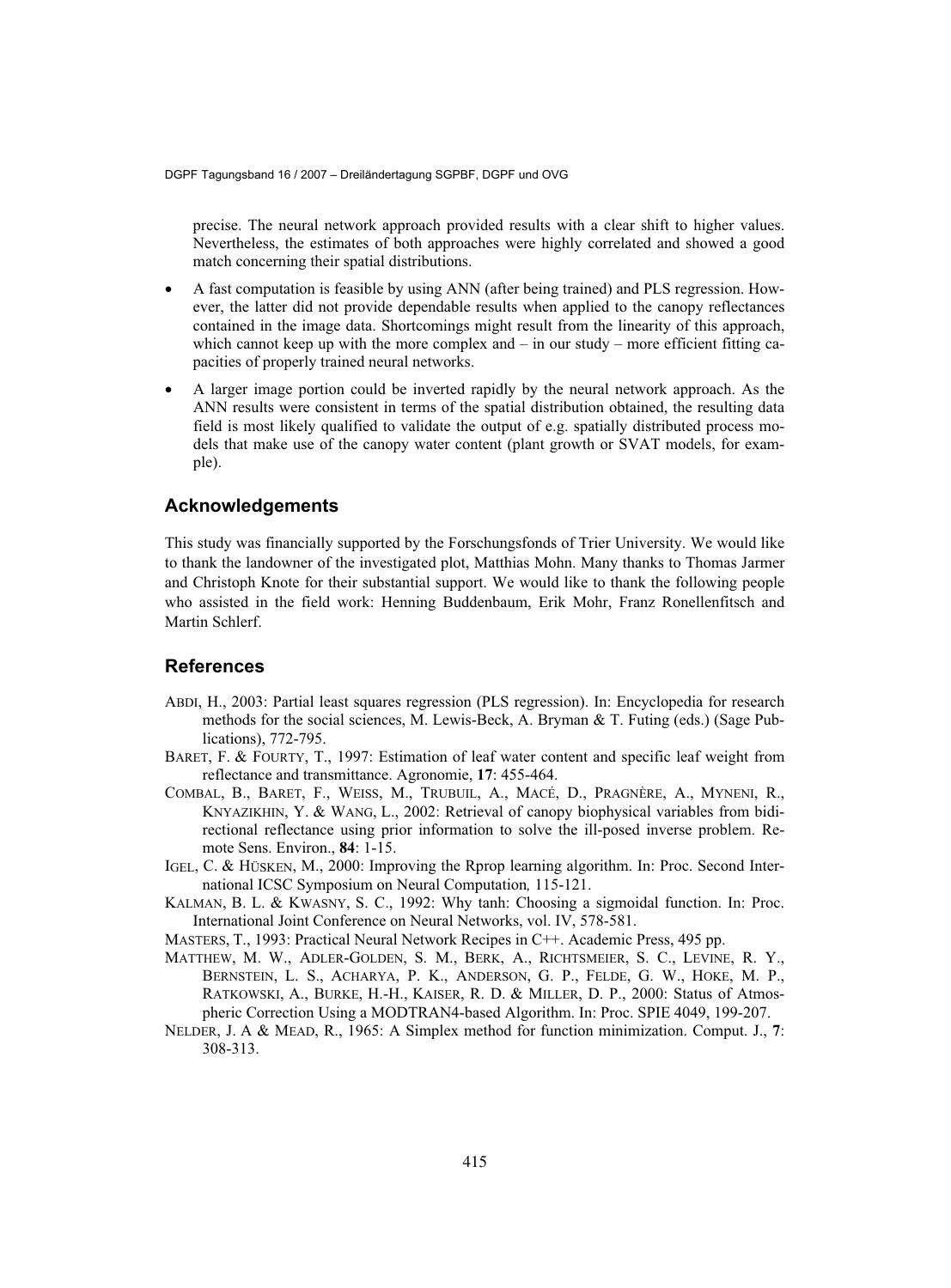precise. The neural network approach provided results with a clear shift to higher values. Nevertheless, the estimates of both approaches were highly correlated and showed a good match concerning their spatial distributions.

- A fast computation is feasible by using ANN (after being trained) and PLS regression. However, the latter did not provide dependable results when applied to the canopy reflectances contained in the image data. Shortcomings might result from the linearity of this approach, which cannot keep up with the more complex and – in our study – more efficient fitting capacities of properly trained neural networks.
- A larger image portion could be inverted rapidly by the neural network approach. As the ANN results were consistent in terms of the spatial distribution obtained, the resulting data field is most likely qualified to validate the output of e.g. spatially distributed process models that make use of the canopy water content (plant growth or SVAT models, for example).

## Acknowledgements

This study was financially supported by the Forschungsfonds of Trier University. We would like to thank the landowner of the investigated plot, Matthias Mohn. Many thanks to Thomas Jarmer and Christoph Knote for their substantial support. We would like to thank the following people who assisted in the field work: Henning Buddenbaum, Erik Mohr, Franz Ronellenfitsch and Martin Schlerf.

## References

ABDI, H., 2003: Partial least squares regression (PLS regression). In: Encyclopedia for research methods for the social sciences, M. Lewis-Beck, A. Bryman & T. Futing (eds.) (Sage Publications), 772-795.

BARET, F. & FOURTY, T., 1997: Estimation of leaf water content and specific leaf weight from reflectance and transmittance. Agronomie, **17**: 455-464.

COMBAL, B., BARET, F., WEISS, M., TRUBUIL, A., MACÉ, D., PRAGNÈRE, A., MYNENI, R., KNYAZIKHIN, Y. & WANG, L., 2002: Retrieval of canopy biophysical variables from bidirectional reflectance using prior information to solve the ill-posed inverse problem. Remote Sens. Environ., **84**: 1-15.

IGEL, C. & HÜSKEN, M., 2000: Improving the Rprop learning algorithm. In: Proc. Second International ICSC Symposium on Neural Computation*,* 115-121.

KALMAN, B. L. & KWASNY, S. C., 1992: Why tanh: Choosing a sigmoidal function. In: Proc. International Joint Conference on Neural Networks, vol. IV, 578-581.

MASTERS, T., 1993: Practical Neural Network Recipes in C++. Academic Press, 495 pp.

MATTHEW, M. W., ADLER-GOLDEN, S. M., BERK, A., RICHTSMEIER, S. C., LEVINE, R. Y., BERNSTEIN, L. S., ACHARYA, P. K., ANDERSON, G. P., FELDE, G. W., HOKE, M. P., RATKOWSKI, A., BURKE, H.-H., KAISER, R. D. & MILLER, D. P., 2000: Status of Atmospheric Correction Using a MODTRAN4-based Algorithm. In: Proc. SPIE 4049, 199-207.

NELDER, J. A & MEAD, R., 1965: A Simplex method for function minimization. Comput. J., **7**: 308-313.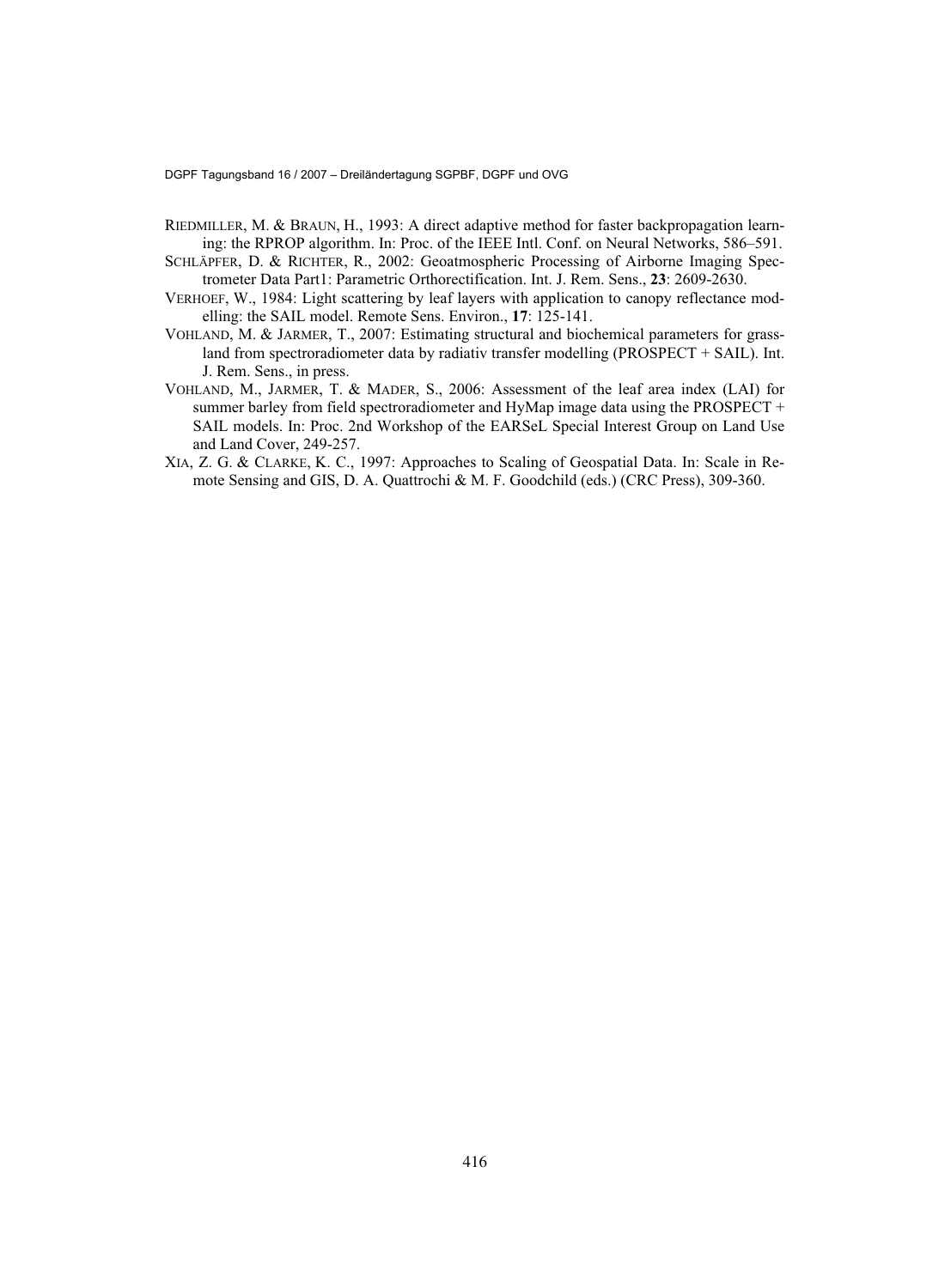RIEDMILLER, M. & BRAUN, H., 1993: A direct adaptive method for faster backpropagation learning: the RPROP algorithm. In: Proc. of the IEEE Intl. Conf. on Neural Networks, 586–591.

SCHLÄPFER, D. & RICHTER, R., 2002: Geoatmospheric Processing of Airborne Imaging Spectrometer Data Part1: Parametric Orthorectification. Int. J. Rem. Sens., **23**: 2609-2630.

VERHOEF, W., 1984: Light scattering by leaf layers with application to canopy reflectance modelling: the SAIL model. Remote Sens. Environ., **17**: 125-141.

VOHLAND, M. & JARMER, T., 2007: Estimating structural and biochemical parameters for grassland from spectroradiometer data by radiativ transfer modelling (PROSPECT + SAIL). Int. J. Rem. Sens., in press.

VOHLAND, M., JARMER, T. & MADER, S., 2006: Assessment of the leaf area index (LAI) for summer barley from field spectroradiometer and HyMap image data using the PROSPECT + SAIL models. In: Proc. 2nd Workshop of the EARSeL Special Interest Group on Land Use and Land Cover, 249-257.

XIA, Z. G. & CLARKE, K. C., 1997: Approaches to Scaling of Geospatial Data. In: Scale in Remote Sensing and GIS, D. A. Quattrochi & M. F. Goodchild (eds.) (CRC Press), 309-360.